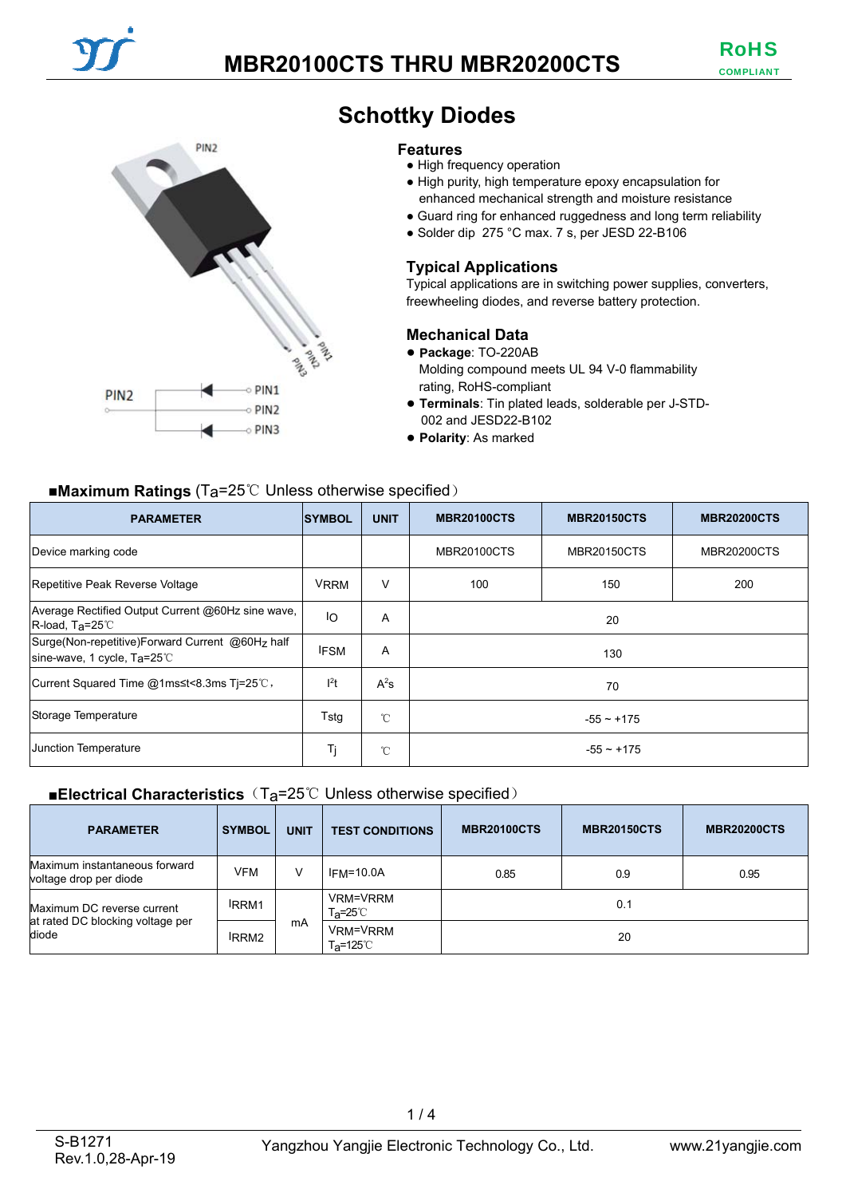# MBR20100CTS THRU MBR20200CTS

RoHS COMPLIANT

## Schottky Diodes

PIN2

PIN1 PIN2 PIN3

### Features

- High frequency operation
- High purity, high temperature epoxy encapsulation for enhanced mechanical strength and moisture resistance
- Guard ring for enhanced ruggedness and long term reliability
- Solder dip 275 °C max. 7 s, per JESD 22-B106

### Typical Applications

Typical applications are in switching power supplies, converters, freewheeling diodes, and reverse battery protection.

### Mechanical Data

- **Package**: TO-220AB
  Molding compound meets UL 94 V-0 flammability rating, RoHS-compliant
- **Terminals**: Tin plated leads, solderable per J-STD-002 and JESD22-B102
- **Polarity**: As marked

### ■Maximum Ratings ($T_a$=25℃ Unless otherwise specified)

| PARAMETER | SYMBOL | UNIT | MBR20100CTS | MBR20150CTS | MBR20200CTS |
|---|---|---|---|---|---|
| Device marking code | | | MBR20100CTS | MBR20150CTS | MBR20200CTS |
| Repetitive Peak Reverse Voltage | $V_{RRM}$ | V | 100 | 150 | 200 |
| Average Rectified Output Current @60Hz sine wave, R-load, $T_a$=25℃ | $I_O$ | A | 20 | | |
| Surge(Non-repetitive)Forward Current @60Hz half sine-wave, 1 cycle, $T_a$=25℃ | $I_{FSM}$ | A | 130 | | |
| Current Squared Time @1ms≤t<8.3ms $T_j$=25℃, | $I^2t$ | $A^2s$ | 70 | | |
| Storage Temperature | Tstg | ℃ | -55 ~ +175 | | |
| Junction Temperature | $T_j$ | ℃ | -55 ~ +175 | | |

### ■Electrical Characteristics ($T_a$=25℃ Unless otherwise specified)

| PARAMETER | SYMBOL | UNIT | TEST CONDITIONS | MBR20100CTS | MBR20150CTS | MBR20200CTS |
|---|---|---|---|---|---|---|
| Maximum instantaneous forward voltage drop per diode | VFM | V | $I_{FM}$=10.0A | 0.85 | 0.9 | 0.95 |
| Maximum DC reverse current at rated DC blocking voltage per diode | $I_{RRM1}$ | mA | VRM=VRRM $T_a$=25℃ | 0.1 | | |
| | $I_{RRM2}$ | | VRM=VRRM $T_a$=125℃ | 20 | | |

S-B1271
Rev.1.0,28-Apr-19

Yangzhou Yangjie Electronic Technology Co., Ltd.

www.21yangjie.com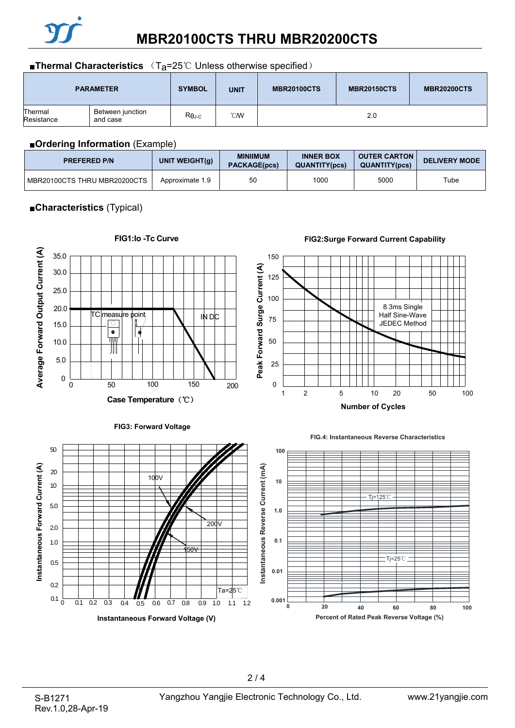## ■Thermal Characteristics （$T_a$=25℃ Unless otherwise specified）

| PARAMETER | | SYMBOL | UNIT | MBR20100CTS | MBR20150CTS | MBR20200CTS |
|---|---|---|---|---|---|---|
| Thermal Resistance | Between junction and case | $R_{\theta J-C}$ | ℃/W | 2.0 | | |

## ■Ordering Information (Example)

| PREFERED P/N | UNIT WEIGHT(g) | MINIIMUM PACKAGE(pcs) | INNER BOX QUANTITY(pcs) | OUTER CARTON QUANTITY(pcs) | DELIVERY MODE |
|---|---|---|---|---|---|
| MBR20100CTS THRU MBR20200CTS | Approximate 1.9 | 50 | 1000 | 5000 | Tube |

## ■Characteristics (Typical)

FIG1:Io -Tc Curve

FIG2:Surge Forward Current Capability

FIG3: Forward Voltage

FIG.4: Instantaneous Reverse Characteristics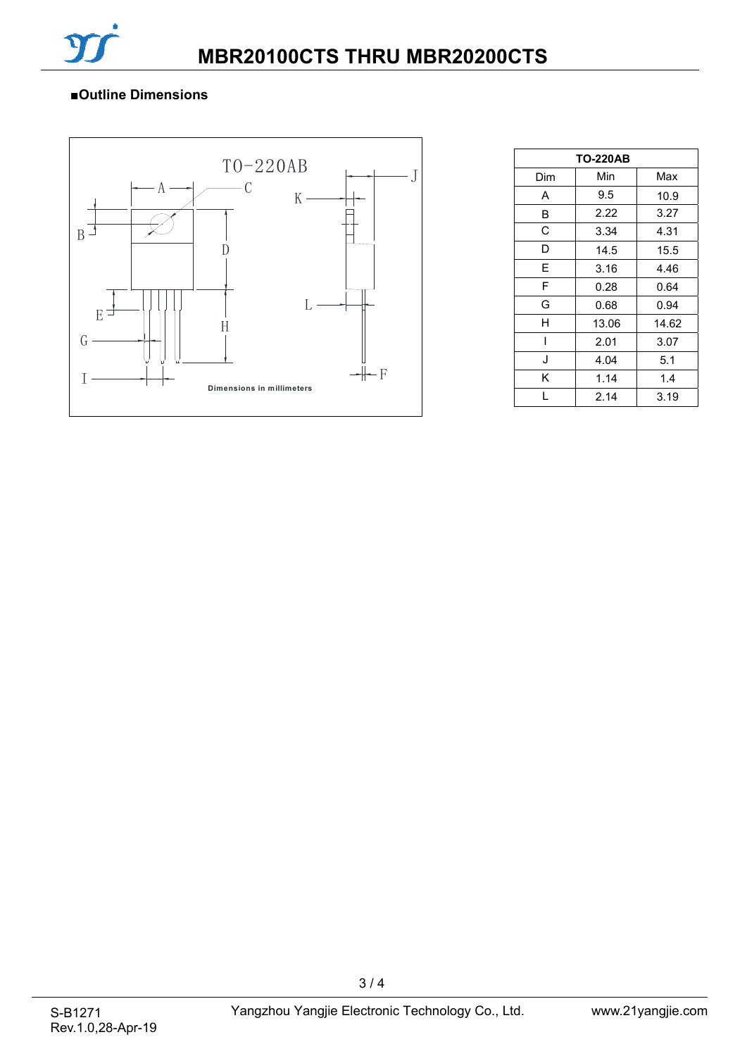## ■Outline Dimensions

TO-220AB

Dimensions in millimeters

| TO-220AB | | |
|---|---|---|
| Dim | Min | Max |
| A | 9.5 | 10.9 |
| B | 2.22 | 3.27 |
| C | 3.34 | 4.31 |
| D | 14.5 | 15.5 |
| E | 3.16 | 4.46 |
| F | 0.28 | 0.64 |
| G | 0.68 | 0.94 |
| H | 13.06 | 14.62 |
| I | 2.01 | 3.07 |
| J | 4.04 | 5.1 |
| K | 1.14 | 1.4 |
| L | 2.14 | 3.19 |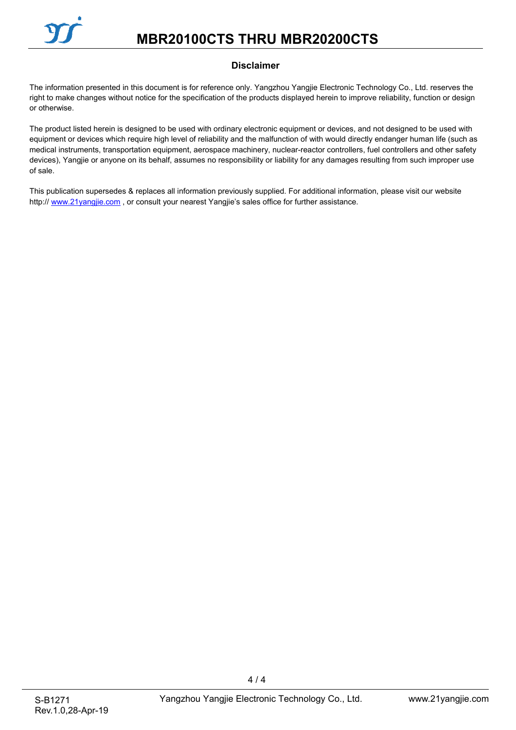## Disclaimer

The information presented in this document is for reference only. Yangzhou Yangjie Electronic Technology Co., Ltd. reserves the right to make changes without notice for the specification of the products displayed herein to improve reliability, function or design or otherwise.

The product listed herein is designed to be used with ordinary electronic equipment or devices, and not designed to be used with equipment or devices which require high level of reliability and the malfunction of with would directly endanger human life (such as medical instruments, transportation equipment, aerospace machinery, nuclear-reactor controllers, fuel controllers and other safety devices), Yangjie or anyone on its behalf, assumes no responsibility or liability for any damages resulting from such improper use of sale.

This publication supersedes & replaces all information previously supplied. For additional information, please visit our website http:// [www.21yangjie.com](http://www.21yangjie.com) , or consult your nearest Yangjie's sales office for further assistance.